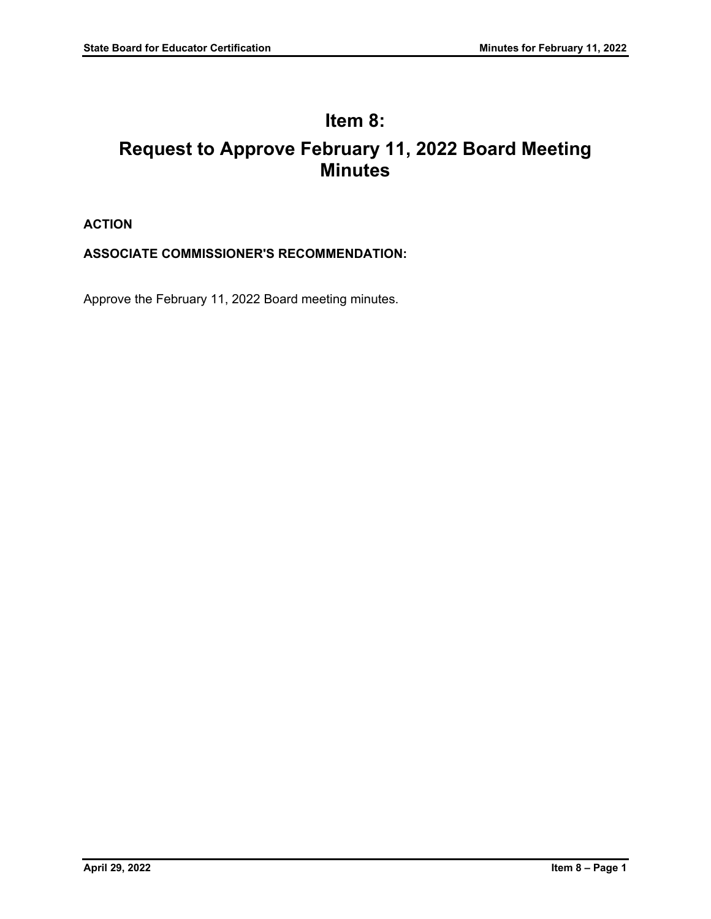# Item 8:

# Request to Approve February 11, 2022 Board Meeting Minutes

**ACTION**

**ASSOCIATE COMMISSIONER'S RECOMMENDATION:**

Approve the February 11, 2022 Board meeting minutes.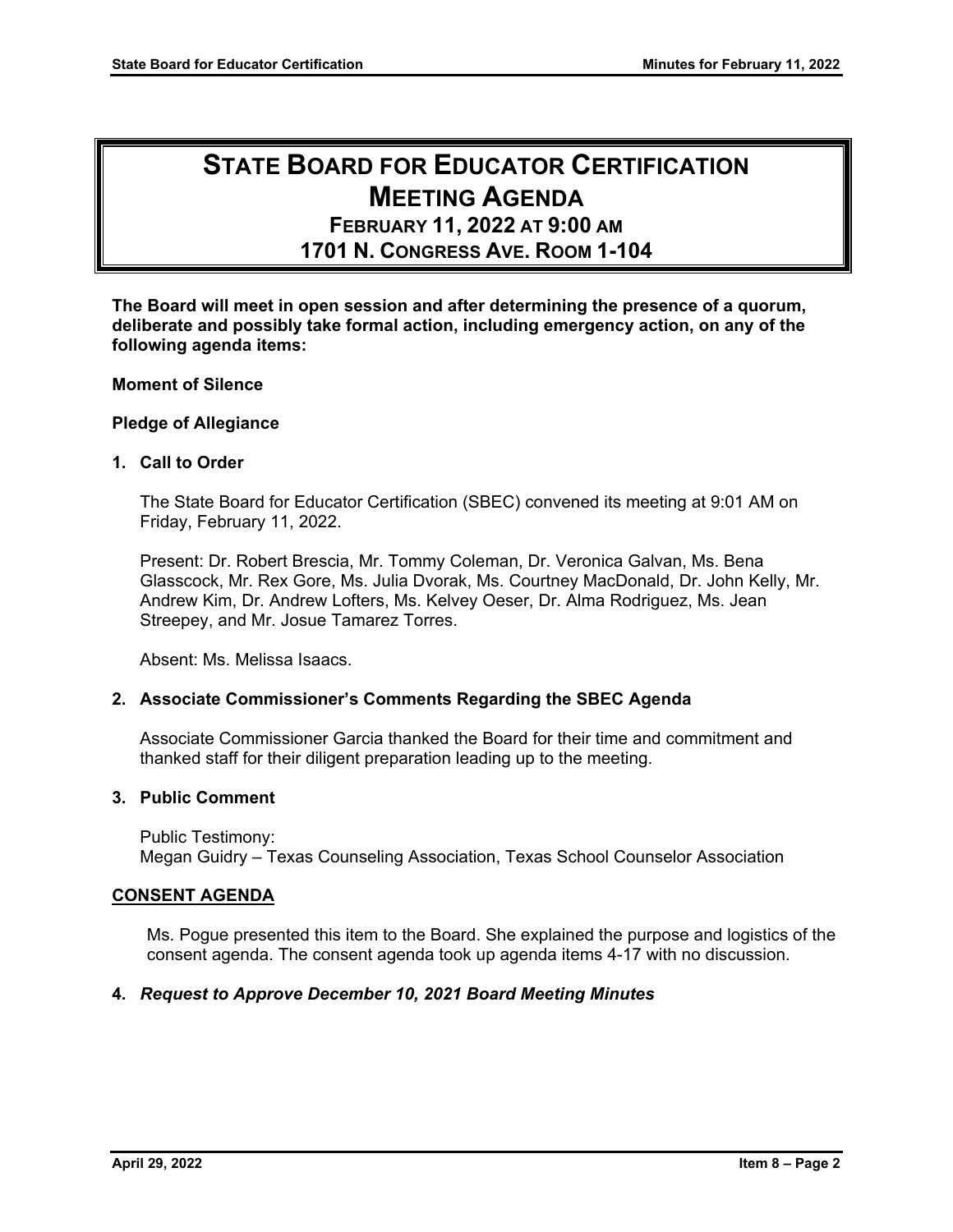# STATE BOARD FOR EDUCATOR CERTIFICATION MEETING AGENDA

## FEBRUARY 11, 2022 AT 9:00 AM
## 1701 N. CONGRESS AVE. ROOM 1-104

**The Board will meet in open session and after determining the presence of a quorum, deliberate and possibly take formal action, including emergency action, on any of the following agenda items:**

**Moment of Silence**

**Pledge of Allegiance**

**1. Call to Order**

The State Board for Educator Certification (SBEC) convened its meeting at 9:01 AM on Friday, February 11, 2022.

Present: Dr. Robert Brescia, Mr. Tommy Coleman, Dr. Veronica Galvan, Ms. Bena Glasscock, Mr. Rex Gore, Ms. Julia Dvorak, Ms. Courtney MacDonald, Dr. John Kelly, Mr. Andrew Kim, Dr. Andrew Lofters, Ms. Kelvey Oeser, Dr. Alma Rodriguez, Ms. Jean Streepey, and Mr. Josue Tamarez Torres.

Absent: Ms. Melissa Isaacs.

**2. Associate Commissioner's Comments Regarding the SBEC Agenda**

Associate Commissioner Garcia thanked the Board for their time and commitment and thanked staff for their diligent preparation leading up to the meeting.

**3. Public Comment**

Public Testimony:
Megan Guidry – Texas Counseling Association, Texas School Counselor Association

**CONSENT AGENDA**

Ms. Pogue presented this item to the Board. She explained the purpose and logistics of the consent agenda. The consent agenda took up agenda items 4-17 with no discussion.

**4. *Request to Approve December 10, 2021 Board Meeting Minutes***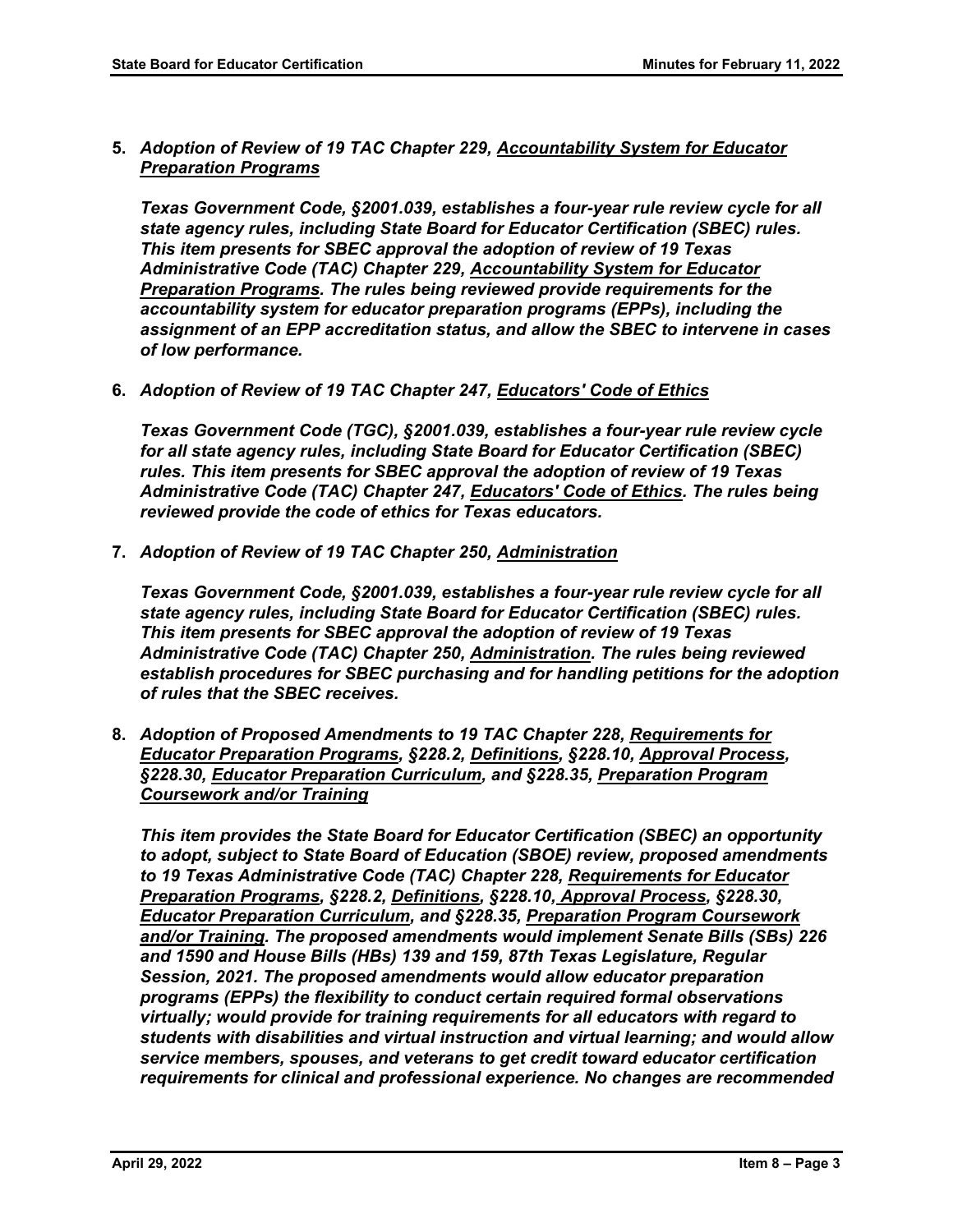**5.** ***Adoption of Review of 19 TAC Chapter 229, Accountability System for Educator Preparation Programs***

***Texas Government Code, §2001.039, establishes a four-year rule review cycle for all state agency rules, including State Board for Educator Certification (SBEC) rules. This item presents for SBEC approval the adoption of review of 19 Texas Administrative Code (TAC) Chapter 229, Accountability System for Educator Preparation Programs. The rules being reviewed provide requirements for the accountability system for educator preparation programs (EPPs), including the assignment of an EPP accreditation status, and allow the SBEC to intervene in cases of low performance.***

**6.** ***Adoption of Review of 19 TAC Chapter 247, Educators' Code of Ethics***

***Texas Government Code (TGC), §2001.039, establishes a four-year rule review cycle for all state agency rules, including State Board for Educator Certification (SBEC) rules. This item presents for SBEC approval the adoption of review of 19 Texas Administrative Code (TAC) Chapter 247, Educators' Code of Ethics. The rules being reviewed provide the code of ethics for Texas educators.***

**7.** ***Adoption of Review of 19 TAC Chapter 250, Administration***

***Texas Government Code, §2001.039, establishes a four-year rule review cycle for all state agency rules, including State Board for Educator Certification (SBEC) rules. This item presents for SBEC approval the adoption of review of 19 Texas Administrative Code (TAC) Chapter 250, Administration. The rules being reviewed establish procedures for SBEC purchasing and for handling petitions for the adoption of rules that the SBEC receives.***

**8.** ***Adoption of Proposed Amendments to 19 TAC Chapter 228, Requirements for Educator Preparation Programs, §228.2, Definitions, §228.10, Approval Process, §228.30, Educator Preparation Curriculum, and §228.35, Preparation Program Coursework and/or Training***

***This item provides the State Board for Educator Certification (SBEC) an opportunity to adopt, subject to State Board of Education (SBOE) review, proposed amendments to 19 Texas Administrative Code (TAC) Chapter 228, Requirements for Educator Preparation Programs, §228.2, Definitions, §228.10, Approval Process, §228.30, Educator Preparation Curriculum, and §228.35, Preparation Program Coursework and/or Training. The proposed amendments would implement Senate Bills (SBs) 226 and 1590 and House Bills (HBs) 139 and 159, 87th Texas Legislature, Regular Session, 2021. The proposed amendments would allow educator preparation programs (EPPs) the flexibility to conduct certain required formal observations virtually; would provide for training requirements for all educators with regard to students with disabilities and virtual instruction and virtual learning; and would allow service members, spouses, and veterans to get credit toward educator certification requirements for clinical and professional experience. No changes are recommended***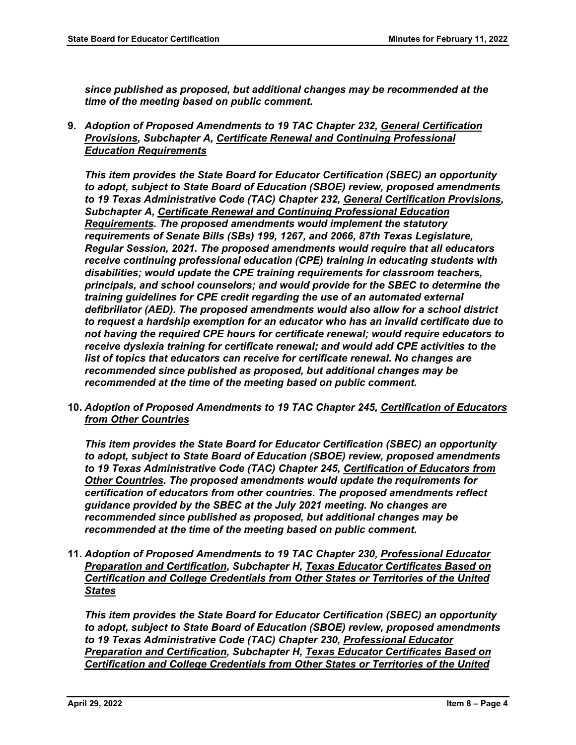***since published as proposed, but additional changes may be recommended at the time of the meeting based on public comment.***

**9.** ***Adoption of Proposed Amendments to 19 TAC Chapter 232, General Certification Provisions, Subchapter A, Certificate Renewal and Continuing Professional Education Requirements***

***This item provides the State Board for Educator Certification (SBEC) an opportunity to adopt, subject to State Board of Education (SBOE) review, proposed amendments to 19 Texas Administrative Code (TAC) Chapter 232, General Certification Provisions, Subchapter A, Certificate Renewal and Continuing Professional Education Requirements. The proposed amendments would implement the statutory requirements of Senate Bills (SBs) 199, 1267, and 2066, 87th Texas Legislature, Regular Session, 2021. The proposed amendments would require that all educators receive continuing professional education (CPE) training in educating students with disabilities; would update the CPE training requirements for classroom teachers, principals, and school counselors; and would provide for the SBEC to determine the training guidelines for CPE credit regarding the use of an automated external defibrillator (AED). The proposed amendments would also allow for a school district to request a hardship exemption for an educator who has an invalid certificate due to not having the required CPE hours for certificate renewal; would require educators to receive dyslexia training for certificate renewal; and would add CPE activities to the list of topics that educators can receive for certificate renewal. No changes are recommended since published as proposed, but additional changes may be recommended at the time of the meeting based on public comment.***

**10.** ***Adoption of Proposed Amendments to 19 TAC Chapter 245, Certification of Educators from Other Countries***

***This item provides the State Board for Educator Certification (SBEC) an opportunity to adopt, subject to State Board of Education (SBOE) review, proposed amendments to 19 Texas Administrative Code (TAC) Chapter 245, Certification of Educators from Other Countries. The proposed amendments would update the requirements for certification of educators from other countries. The proposed amendments reflect guidance provided by the SBEC at the July 2021 meeting. No changes are recommended since published as proposed, but additional changes may be recommended at the time of the meeting based on public comment.***

**11.** ***Adoption of Proposed Amendments to 19 TAC Chapter 230, Professional Educator Preparation and Certification, Subchapter H, Texas Educator Certificates Based on Certification and College Credentials from Other States or Territories of the United States***

***This item provides the State Board for Educator Certification (SBEC) an opportunity to adopt, subject to State Board of Education (SBOE) review, proposed amendments to 19 Texas Administrative Code (TAC) Chapter 230, Professional Educator Preparation and Certification, Subchapter H, Texas Educator Certificates Based on Certification and College Credentials from Other States or Territories of the United***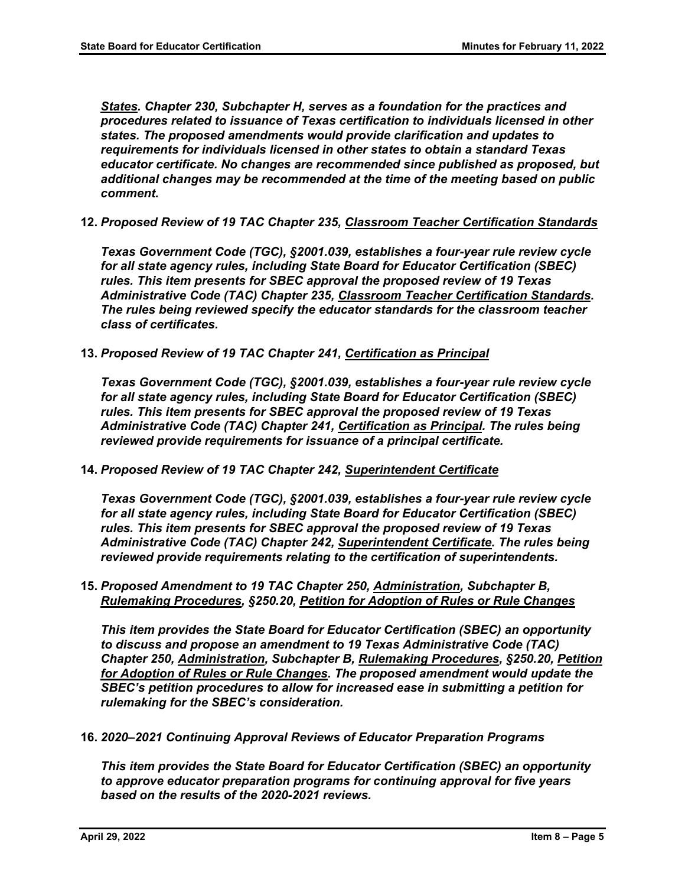***States*. Chapter 230, Subchapter H, serves as a foundation for the practices and procedures related to issuance of Texas certification to individuals licensed in other states. The proposed amendments would provide clarification and updates to requirements for individuals licensed in other states to obtain a standard Texas educator certificate. No changes are recommended since published as proposed, but additional changes may be recommended at the time of the meeting based on public comment.**

**12. *Proposed Review of 19 TAC Chapter 235, Classroom Teacher Certification Standards***

***Texas Government Code (TGC), §2001.039, establishes a four-year rule review cycle for all state agency rules, including State Board for Educator Certification (SBEC) rules. This item presents for SBEC approval the proposed review of 19 Texas Administrative Code (TAC) Chapter 235, Classroom Teacher Certification Standards. The rules being reviewed specify the educator standards for the classroom teacher class of certificates.***

**13. *Proposed Review of 19 TAC Chapter 241, Certification as Principal***

***Texas Government Code (TGC), §2001.039, establishes a four-year rule review cycle for all state agency rules, including State Board for Educator Certification (SBEC) rules. This item presents for SBEC approval the proposed review of 19 Texas Administrative Code (TAC) Chapter 241, Certification as Principal. The rules being reviewed provide requirements for issuance of a principal certificate.***

**14. *Proposed Review of 19 TAC Chapter 242, Superintendent Certificate***

***Texas Government Code (TGC), §2001.039, establishes a four-year rule review cycle for all state agency rules, including State Board for Educator Certification (SBEC) rules. This item presents for SBEC approval the proposed review of 19 Texas Administrative Code (TAC) Chapter 242, Superintendent Certificate. The rules being reviewed provide requirements relating to the certification of superintendents.***

**15. *Proposed Amendment to 19 TAC Chapter 250, Administration, Subchapter B, Rulemaking Procedures, §250.20, Petition for Adoption of Rules or Rule Changes***

***This item provides the State Board for Educator Certification (SBEC) an opportunity to discuss and propose an amendment to 19 Texas Administrative Code (TAC) Chapter 250, Administration, Subchapter B, Rulemaking Procedures, §250.20, Petition for Adoption of Rules or Rule Changes. The proposed amendment would update the SBEC's petition procedures to allow for increased ease in submitting a petition for rulemaking for the SBEC's consideration.***

**16. *2020–2021 Continuing Approval Reviews of Educator Preparation Programs***

***This item provides the State Board for Educator Certification (SBEC) an opportunity to approve educator preparation programs for continuing approval for five years based on the results of the 2020-2021 reviews.***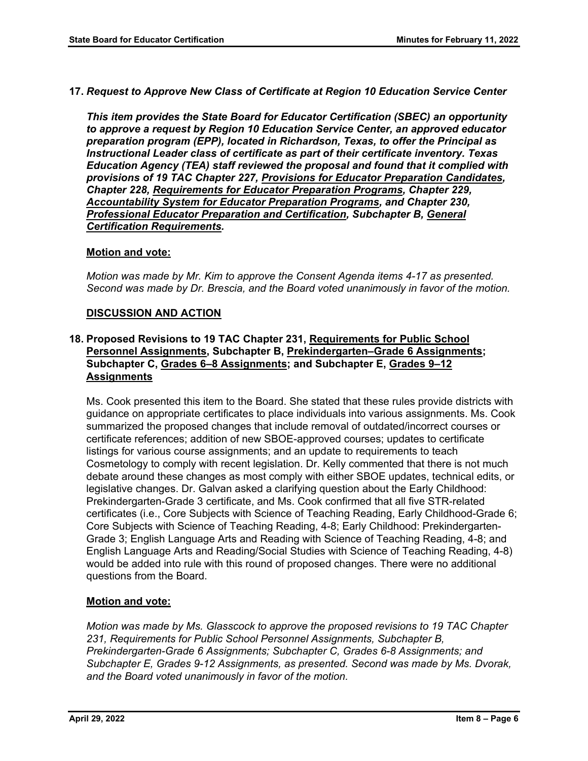**17. *Request to Approve New Class of Certificate at Region 10 Education Service Center***

***This item provides the State Board for Educator Certification (SBEC) an opportunity to approve a request by Region 10 Education Service Center, an approved educator preparation program (EPP), located in Richardson, Texas, to offer the Principal as Instructional Leader class of certificate as part of their certificate inventory. Texas Education Agency (TEA) staff reviewed the proposal and found that it complied with provisions of 19 TAC Chapter 227, <u>Provisions for Educator Preparation Candidates</u>, Chapter 228, <u>Requirements for Educator Preparation Programs</u>, Chapter 229, <u>Accountability System for Educator Preparation Programs</u>, and Chapter 230, <u>Professional Educator Preparation and Certification</u>, Subchapter B, <u>General Certification Requirements</u>.***

**<u>Motion and vote:</u>**

*Motion was made by Mr. Kim to approve the Consent Agenda items 4-17 as presented. Second was made by Dr. Brescia, and the Board voted unanimously in favor of the motion.*

## <u>DISCUSSION AND ACTION</u>

**18. Proposed Revisions to 19 TAC Chapter 231, <u>Requirements for Public School Personnel Assignments</u>, Subchapter B, <u>Prekindergarten–Grade 6 Assignments</u>; Subchapter C, <u>Grades 6–8 Assignments</u>; and Subchapter E, <u>Grades 9–12 Assignments</u>**

Ms. Cook presented this item to the Board. She stated that these rules provide districts with guidance on appropriate certificates to place individuals into various assignments. Ms. Cook summarized the proposed changes that include removal of outdated/incorrect courses or certificate references; addition of new SBOE-approved courses; updates to certificate listings for various course assignments; and an update to requirements to teach Cosmetology to comply with recent legislation. Dr. Kelly commented that there is not much debate around these changes as most comply with either SBOE updates, technical edits, or legislative changes. Dr. Galvan asked a clarifying question about the Early Childhood: Prekindergarten-Grade 3 certificate, and Ms. Cook confirmed that all five STR-related certificates (i.e., Core Subjects with Science of Teaching Reading, Early Childhood-Grade 6; Core Subjects with Science of Teaching Reading, 4-8; Early Childhood: Prekindergarten-Grade 3; English Language Arts and Reading with Science of Teaching Reading, 4-8; and English Language Arts and Reading/Social Studies with Science of Teaching Reading, 4-8) would be added into rule with this round of proposed changes. There were no additional questions from the Board.

**<u>Motion and vote:</u>**

*Motion was made by Ms. Glasscock to approve the proposed revisions to 19 TAC Chapter 231, Requirements for Public School Personnel Assignments, Subchapter B, Prekindergarten-Grade 6 Assignments; Subchapter C, Grades 6-8 Assignments; and Subchapter E, Grades 9-12 Assignments, as presented. Second was made by Ms. Dvorak, and the Board voted unanimously in favor of the motion.*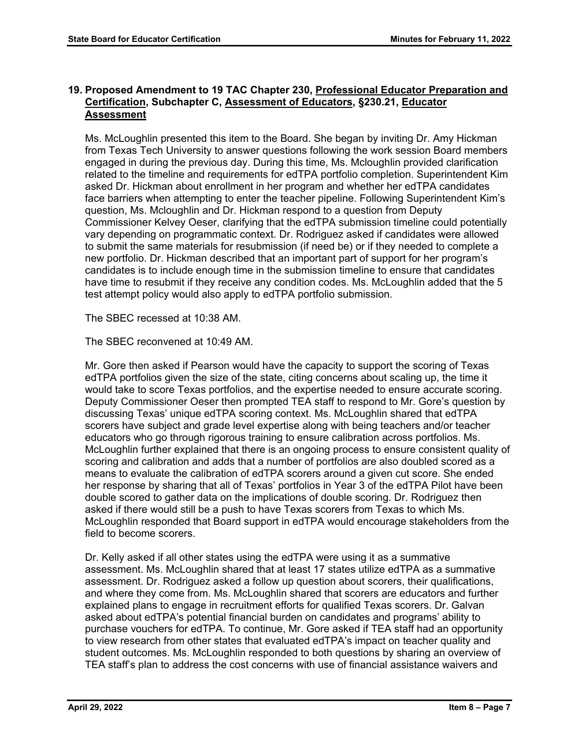## 19. Proposed Amendment to 19 TAC Chapter 230, Professional Educator Preparation and Certification, Subchapter C, Assessment of Educators, §230.21, Educator Assessment

Ms. McLoughlin presented this item to the Board. She began by inviting Dr. Amy Hickman from Texas Tech University to answer questions following the work session Board members engaged in during the previous day. During this time, Ms. Mcloughlin provided clarification related to the timeline and requirements for edTPA portfolio completion. Superintendent Kim asked Dr. Hickman about enrollment in her program and whether her edTPA candidates face barriers when attempting to enter the teacher pipeline. Following Superintendent Kim's question, Ms. Mcloughlin and Dr. Hickman respond to a question from Deputy Commissioner Kelvey Oeser, clarifying that the edTPA submission timeline could potentially vary depending on programmatic context. Dr. Rodriguez asked if candidates were allowed to submit the same materials for resubmission (if need be) or if they needed to complete a new portfolio. Dr. Hickman described that an important part of support for her program's candidates is to include enough time in the submission timeline to ensure that candidates have time to resubmit if they receive any condition codes. Ms. McLoughlin added that the 5 test attempt policy would also apply to edTPA portfolio submission.

The SBEC recessed at 10:38 AM.

The SBEC reconvened at 10:49 AM.

Mr. Gore then asked if Pearson would have the capacity to support the scoring of Texas edTPA portfolios given the size of the state, citing concerns about scaling up, the time it would take to score Texas portfolios, and the expertise needed to ensure accurate scoring. Deputy Commissioner Oeser then prompted TEA staff to respond to Mr. Gore's question by discussing Texas' unique edTPA scoring context. Ms. McLoughlin shared that edTPA scorers have subject and grade level expertise along with being teachers and/or teacher educators who go through rigorous training to ensure calibration across portfolios. Ms. McLoughlin further explained that there is an ongoing process to ensure consistent quality of scoring and calibration and adds that a number of portfolios are also doubled scored as a means to evaluate the calibration of edTPA scorers around a given cut score. She ended her response by sharing that all of Texas' portfolios in Year 3 of the edTPA Pilot have been double scored to gather data on the implications of double scoring. Dr. Rodriguez then asked if there would still be a push to have Texas scorers from Texas to which Ms. McLoughlin responded that Board support in edTPA would encourage stakeholders from the field to become scorers.

Dr. Kelly asked if all other states using the edTPA were using it as a summative assessment. Ms. McLoughlin shared that at least 17 states utilize edTPA as a summative assessment. Dr. Rodriguez asked a follow up question about scorers, their qualifications, and where they come from. Ms. McLoughlin shared that scorers are educators and further explained plans to engage in recruitment efforts for qualified Texas scorers. Dr. Galvan asked about edTPA's potential financial burden on candidates and programs' ability to purchase vouchers for edTPA. To continue, Mr. Gore asked if TEA staff had an opportunity to view research from other states that evaluated edTPA's impact on teacher quality and student outcomes. Ms. McLoughlin responded to both questions by sharing an overview of TEA staff's plan to address the cost concerns with use of financial assistance waivers and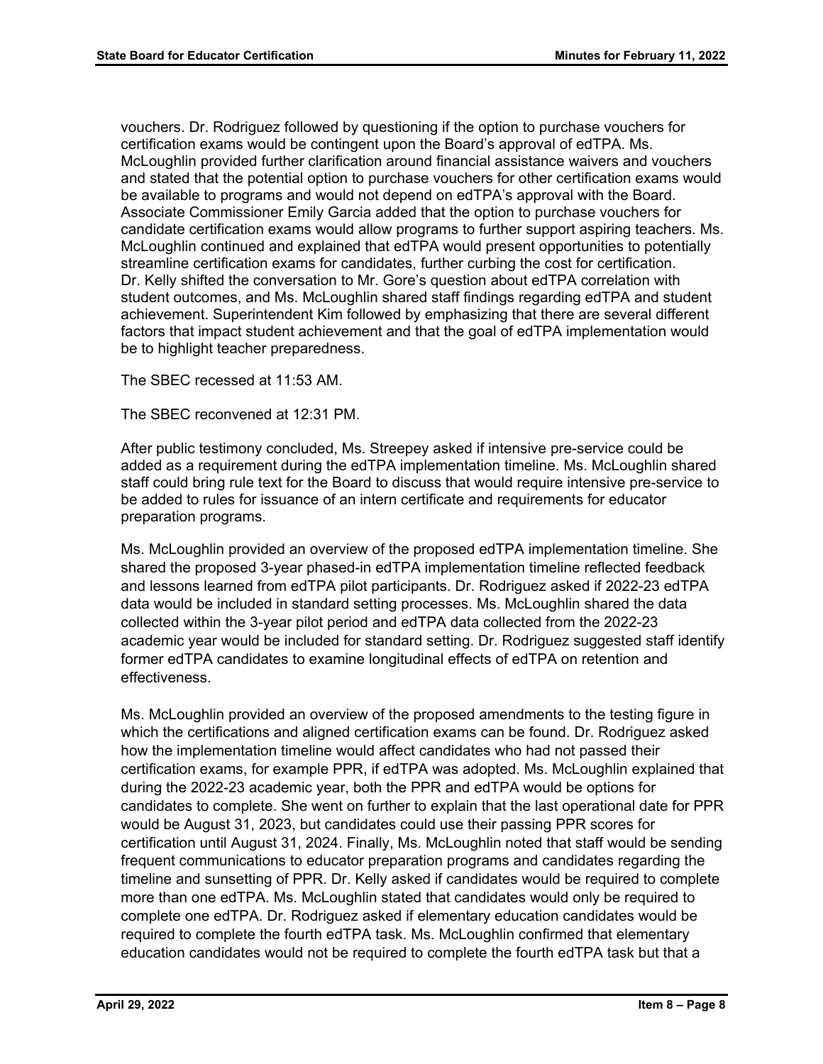vouchers. Dr. Rodriguez followed by questioning if the option to purchase vouchers for certification exams would be contingent upon the Board's approval of edTPA. Ms. McLoughlin provided further clarification around financial assistance waivers and vouchers and stated that the potential option to purchase vouchers for other certification exams would be available to programs and would not depend on edTPA's approval with the Board. Associate Commissioner Emily Garcia added that the option to purchase vouchers for candidate certification exams would allow programs to further support aspiring teachers. Ms. McLoughlin continued and explained that edTPA would present opportunities to potentially streamline certification exams for candidates, further curbing the cost for certification. Dr. Kelly shifted the conversation to Mr. Gore's question about edTPA correlation with student outcomes, and Ms. McLoughlin shared staff findings regarding edTPA and student achievement. Superintendent Kim followed by emphasizing that there are several different factors that impact student achievement and that the goal of edTPA implementation would be to highlight teacher preparedness.

The SBEC recessed at 11:53 AM.

The SBEC reconvened at 12:31 PM.

After public testimony concluded, Ms. Streepey asked if intensive pre-service could be added as a requirement during the edTPA implementation timeline. Ms. McLoughlin shared staff could bring rule text for the Board to discuss that would require intensive pre-service to be added to rules for issuance of an intern certificate and requirements for educator preparation programs.

Ms. McLoughlin provided an overview of the proposed edTPA implementation timeline. She shared the proposed 3-year phased-in edTPA implementation timeline reflected feedback and lessons learned from edTPA pilot participants. Dr. Rodriguez asked if 2022-23 edTPA data would be included in standard setting processes. Ms. McLoughlin shared the data collected within the 3-year pilot period and edTPA data collected from the 2022-23 academic year would be included for standard setting. Dr. Rodriguez suggested staff identify former edTPA candidates to examine longitudinal effects of edTPA on retention and effectiveness.

Ms. McLoughlin provided an overview of the proposed amendments to the testing figure in which the certifications and aligned certification exams can be found. Dr. Rodriguez asked how the implementation timeline would affect candidates who had not passed their certification exams, for example PPR, if edTPA was adopted. Ms. McLoughlin explained that during the 2022-23 academic year, both the PPR and edTPA would be options for candidates to complete. She went on further to explain that the last operational date for PPR would be August 31, 2023, but candidates could use their passing PPR scores for certification until August 31, 2024. Finally, Ms. McLoughlin noted that staff would be sending frequent communications to educator preparation programs and candidates regarding the timeline and sunsetting of PPR. Dr. Kelly asked if candidates would be required to complete more than one edTPA. Ms. McLoughlin stated that candidates would only be required to complete one edTPA. Dr. Rodriguez asked if elementary education candidates would be required to complete the fourth edTPA task. Ms. McLoughlin confirmed that elementary education candidates would not be required to complete the fourth edTPA task but that a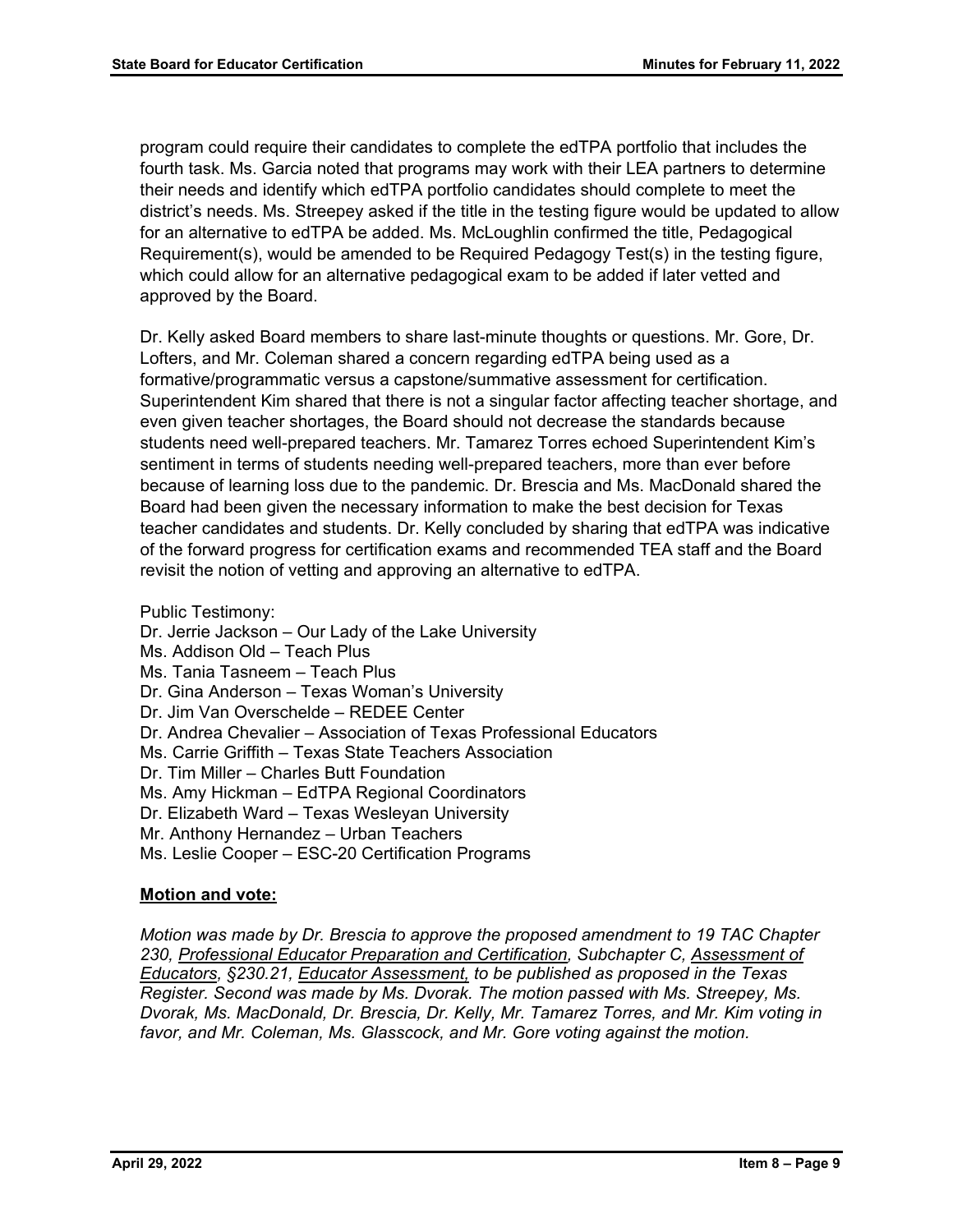program could require their candidates to complete the edTPA portfolio that includes the fourth task. Ms. Garcia noted that programs may work with their LEA partners to determine their needs and identify which edTPA portfolio candidates should complete to meet the district's needs. Ms. Streepey asked if the title in the testing figure would be updated to allow for an alternative to edTPA be added. Ms. McLoughlin confirmed the title, Pedagogical Requirement(s), would be amended to be Required Pedagogy Test(s) in the testing figure, which could allow for an alternative pedagogical exam to be added if later vetted and approved by the Board.

Dr. Kelly asked Board members to share last-minute thoughts or questions. Mr. Gore, Dr. Lofters, and Mr. Coleman shared a concern regarding edTPA being used as a formative/programmatic versus a capstone/summative assessment for certification. Superintendent Kim shared that there is not a singular factor affecting teacher shortage, and even given teacher shortages, the Board should not decrease the standards because students need well-prepared teachers. Mr. Tamarez Torres echoed Superintendent Kim's sentiment in terms of students needing well-prepared teachers, more than ever before because of learning loss due to the pandemic. Dr. Brescia and Ms. MacDonald shared the Board had been given the necessary information to make the best decision for Texas teacher candidates and students. Dr. Kelly concluded by sharing that edTPA was indicative of the forward progress for certification exams and recommended TEA staff and the Board revisit the notion of vetting and approving an alternative to edTPA.

Public Testimony:
Dr. Jerrie Jackson – Our Lady of the Lake University
Ms. Addison Old – Teach Plus
Ms. Tania Tasneem – Teach Plus
Dr. Gina Anderson – Texas Woman's University
Dr. Jim Van Overschelde – REDEE Center
Dr. Andrea Chevalier – Association of Texas Professional Educators
Ms. Carrie Griffith – Texas State Teachers Association
Dr. Tim Miller – Charles Butt Foundation
Ms. Amy Hickman – EdTPA Regional Coordinators
Dr. Elizabeth Ward – Texas Wesleyan University
Mr. Anthony Hernandez – Urban Teachers
Ms. Leslie Cooper – ESC-20 Certification Programs

**Motion and vote:**

*Motion was made by Dr. Brescia to approve the proposed amendment to 19 TAC Chapter 230, Professional Educator Preparation and Certification, Subchapter C, Assessment of Educators, §230.21, Educator Assessment, to be published as proposed in the Texas Register. Second was made by Ms. Dvorak. The motion passed with Ms. Streepey, Ms. Dvorak, Ms. MacDonald, Dr. Brescia, Dr. Kelly, Mr. Tamarez Torres, and Mr. Kim voting in favor, and Mr. Coleman, Ms. Glasscock, and Mr. Gore voting against the motion.*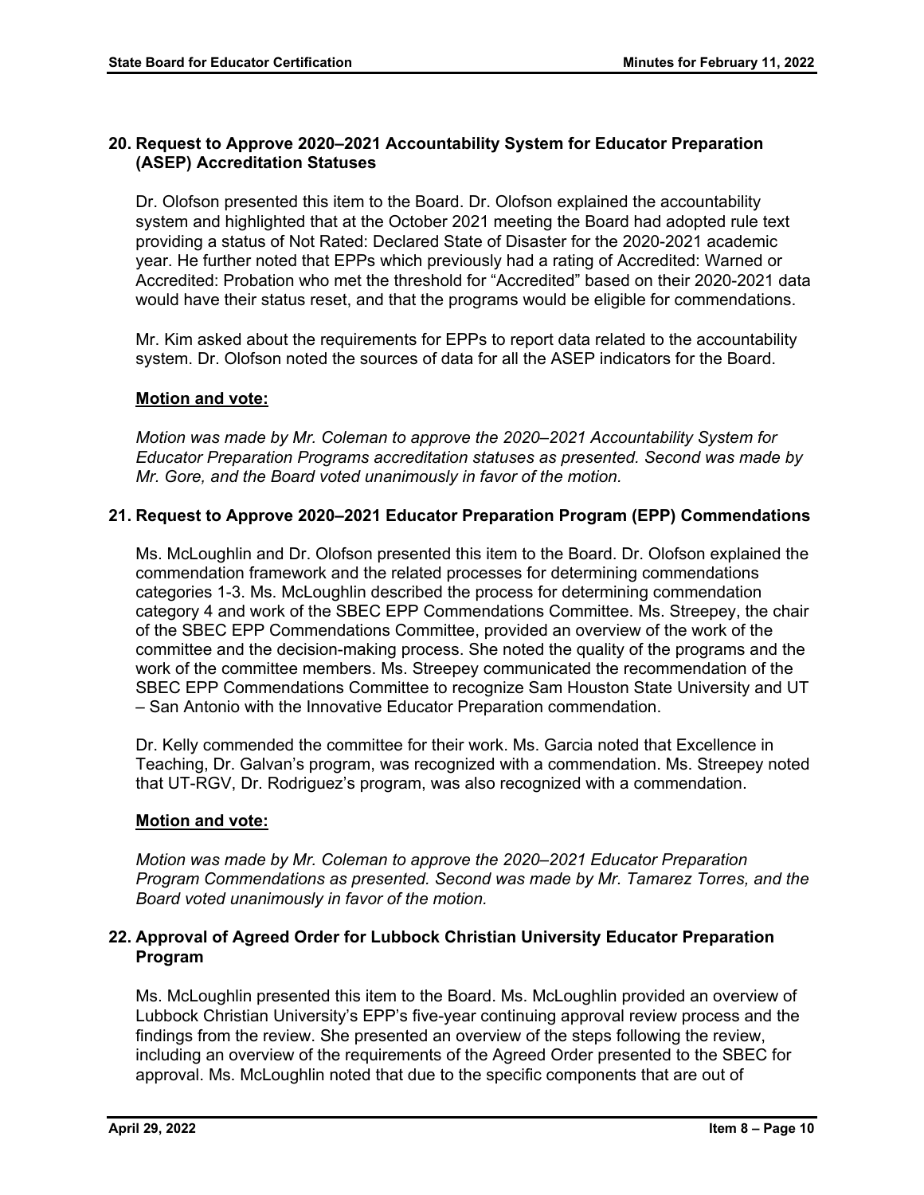## 20. Request to Approve 2020–2021 Accountability System for Educator Preparation (ASEP) Accreditation Statuses

Dr. Olofson presented this item to the Board. Dr. Olofson explained the accountability system and highlighted that at the October 2021 meeting the Board had adopted rule text providing a status of Not Rated: Declared State of Disaster for the 2020-2021 academic year. He further noted that EPPs which previously had a rating of Accredited: Warned or Accredited: Probation who met the threshold for "Accredited" based on their 2020-2021 data would have their status reset, and that the programs would be eligible for commendations.

Mr. Kim asked about the requirements for EPPs to report data related to the accountability system. Dr. Olofson noted the sources of data for all the ASEP indicators for the Board.

**Motion and vote:**

*Motion was made by Mr. Coleman to approve the 2020–2021 Accountability System for Educator Preparation Programs accreditation statuses as presented. Second was made by Mr. Gore, and the Board voted unanimously in favor of the motion.*

## 21. Request to Approve 2020–2021 Educator Preparation Program (EPP) Commendations

Ms. McLoughlin and Dr. Olofson presented this item to the Board. Dr. Olofson explained the commendation framework and the related processes for determining commendations categories 1-3. Ms. McLoughlin described the process for determining commendation category 4 and work of the SBEC EPP Commendations Committee. Ms. Streepey, the chair of the SBEC EPP Commendations Committee, provided an overview of the work of the committee and the decision-making process. She noted the quality of the programs and the work of the committee members. Ms. Streepey communicated the recommendation of the SBEC EPP Commendations Committee to recognize Sam Houston State University and UT – San Antonio with the Innovative Educator Preparation commendation.

Dr. Kelly commended the committee for their work. Ms. Garcia noted that Excellence in Teaching, Dr. Galvan's program, was recognized with a commendation. Ms. Streepey noted that UT-RGV, Dr. Rodriguez's program, was also recognized with a commendation.

**Motion and vote:**

*Motion was made by Mr. Coleman to approve the 2020–2021 Educator Preparation Program Commendations as presented. Second was made by Mr. Tamarez Torres, and the Board voted unanimously in favor of the motion.*

## 22. Approval of Agreed Order for Lubbock Christian University Educator Preparation Program

Ms. McLoughlin presented this item to the Board. Ms. McLoughlin provided an overview of Lubbock Christian University's EPP's five-year continuing approval review process and the findings from the review. She presented an overview of the steps following the review, including an overview of the requirements of the Agreed Order presented to the SBEC for approval. Ms. McLoughlin noted that due to the specific components that are out of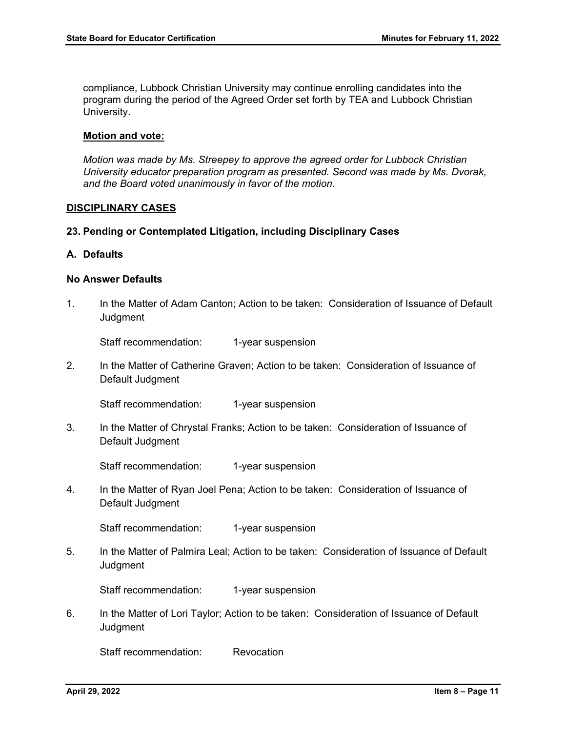compliance, Lubbock Christian University may continue enrolling candidates into the program during the period of the Agreed Order set forth by TEA and Lubbock Christian University.

**Motion and vote:**

*Motion was made by Ms. Streepey to approve the agreed order for Lubbock Christian University educator preparation program as presented. Second was made by Ms. Dvorak, and the Board voted unanimously in favor of the motion.*

## DISCIPLINARY CASES

### 23. Pending or Contemplated Litigation, including Disciplinary Cases

### A. Defaults

**No Answer Defaults**

1. In the Matter of Adam Canton; Action to be taken: Consideration of Issuance of Default Judgment

   Staff recommendation: 1-year suspension

2. In the Matter of Catherine Graven; Action to be taken: Consideration of Issuance of Default Judgment

   Staff recommendation: 1-year suspension

3. In the Matter of Chrystal Franks; Action to be taken: Consideration of Issuance of Default Judgment

   Staff recommendation: 1-year suspension

4. In the Matter of Ryan Joel Pena; Action to be taken: Consideration of Issuance of Default Judgment

   Staff recommendation: 1-year suspension

5. In the Matter of Palmira Leal; Action to be taken: Consideration of Issuance of Default Judgment

   Staff recommendation: 1-year suspension

6. In the Matter of Lori Taylor; Action to be taken: Consideration of Issuance of Default Judgment

   Staff recommendation: Revocation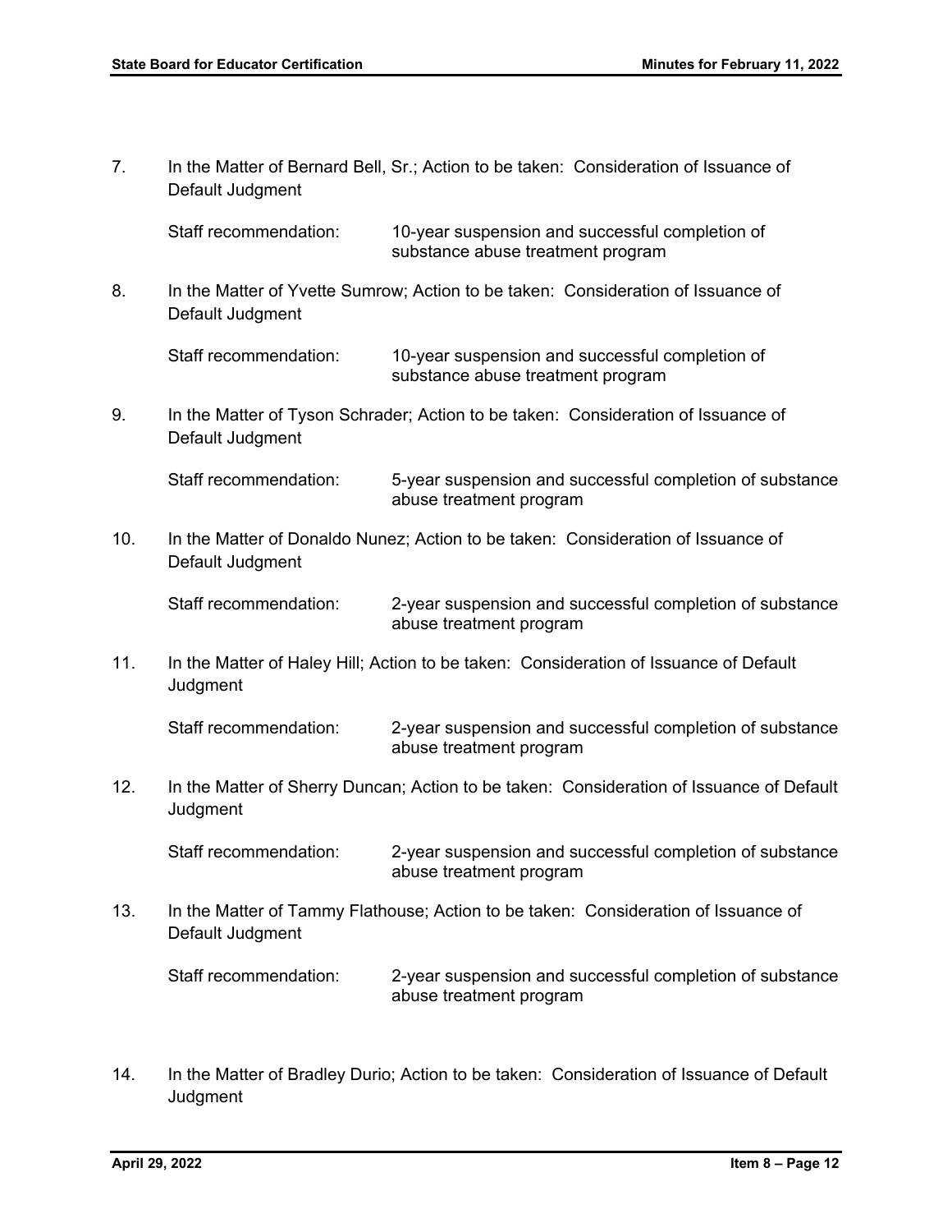7. In the Matter of Bernard Bell, Sr.; Action to be taken: Consideration of Issuance of Default Judgment

   Staff recommendation: 10-year suspension and successful completion of substance abuse treatment program

8. In the Matter of Yvette Sumrow; Action to be taken: Consideration of Issuance of Default Judgment

   Staff recommendation: 10-year suspension and successful completion of substance abuse treatment program

9. In the Matter of Tyson Schrader; Action to be taken: Consideration of Issuance of Default Judgment

   Staff recommendation: 5-year suspension and successful completion of substance abuse treatment program

10. In the Matter of Donaldo Nunez; Action to be taken: Consideration of Issuance of Default Judgment

    Staff recommendation: 2-year suspension and successful completion of substance abuse treatment program

11. In the Matter of Haley Hill; Action to be taken: Consideration of Issuance of Default Judgment

    Staff recommendation: 2-year suspension and successful completion of substance abuse treatment program

12. In the Matter of Sherry Duncan; Action to be taken: Consideration of Issuance of Default Judgment

    Staff recommendation: 2-year suspension and successful completion of substance abuse treatment program

13. In the Matter of Tammy Flathouse; Action to be taken: Consideration of Issuance of Default Judgment

    Staff recommendation: 2-year suspension and successful completion of substance abuse treatment program

14. In the Matter of Bradley Durio; Action to be taken: Consideration of Issuance of Default Judgment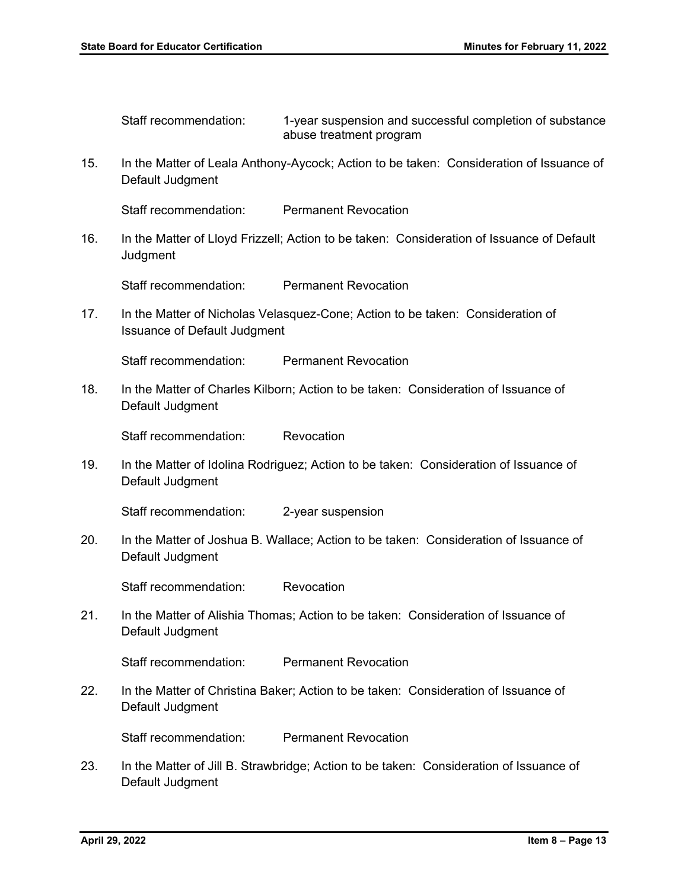Staff recommendation: 1-year suspension and successful completion of substance abuse treatment program

15. In the Matter of Leala Anthony-Aycock; Action to be taken: Consideration of Issuance of Default Judgment

    Staff recommendation: Permanent Revocation

16. In the Matter of Lloyd Frizzell; Action to be taken: Consideration of Issuance of Default Judgment

    Staff recommendation: Permanent Revocation

17. In the Matter of Nicholas Velasquez-Cone; Action to be taken: Consideration of Issuance of Default Judgment

    Staff recommendation: Permanent Revocation

18. In the Matter of Charles Kilborn; Action to be taken: Consideration of Issuance of Default Judgment

    Staff recommendation: Revocation

19. In the Matter of Idolina Rodriguez; Action to be taken: Consideration of Issuance of Default Judgment

    Staff recommendation: 2-year suspension

20. In the Matter of Joshua B. Wallace; Action to be taken: Consideration of Issuance of Default Judgment

    Staff recommendation: Revocation

21. In the Matter of Alishia Thomas; Action to be taken: Consideration of Issuance of Default Judgment

    Staff recommendation: Permanent Revocation

22. In the Matter of Christina Baker; Action to be taken: Consideration of Issuance of Default Judgment

    Staff recommendation: Permanent Revocation

23. In the Matter of Jill B. Strawbridge; Action to be taken: Consideration of Issuance of Default Judgment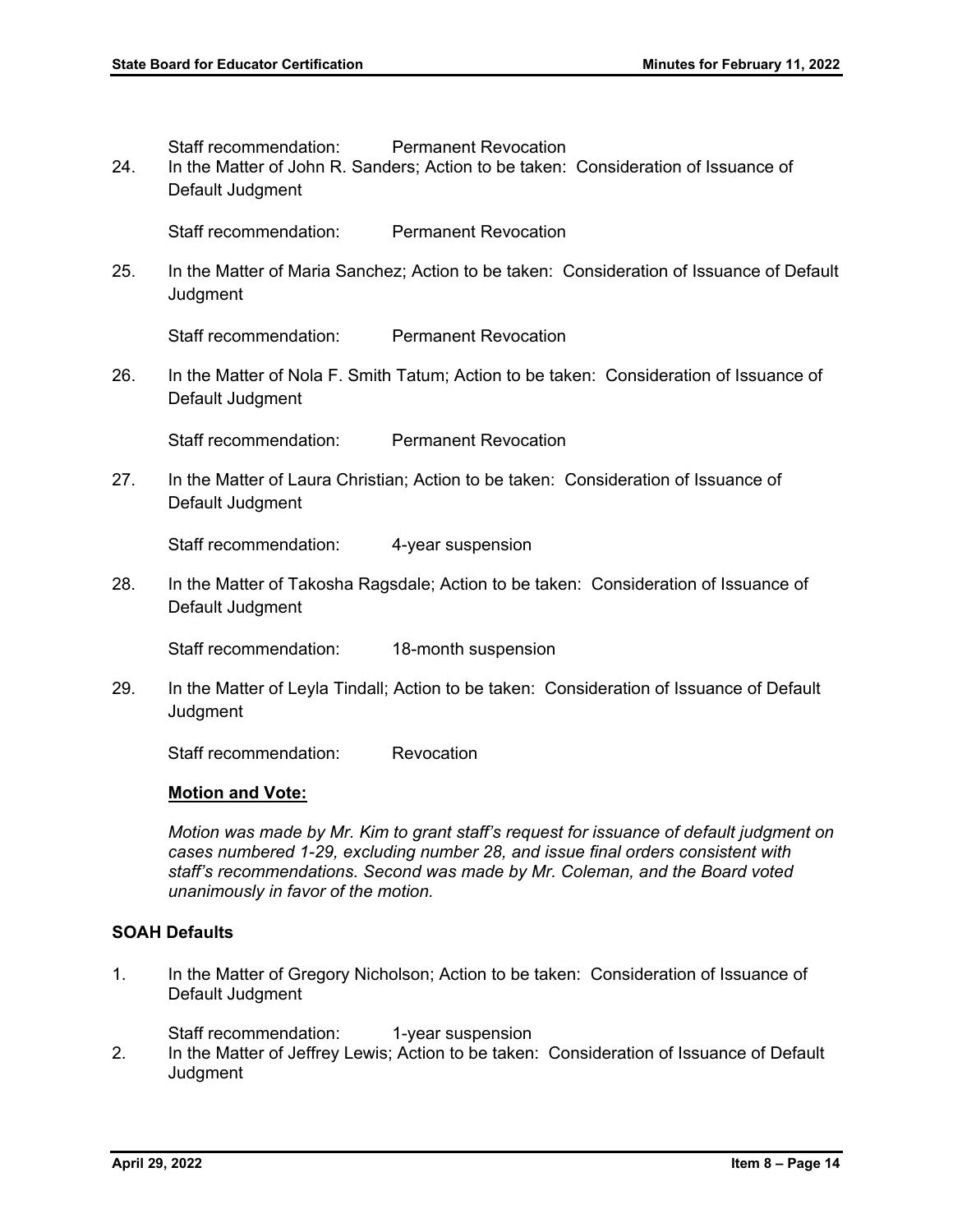Staff recommendation: Permanent Revocation

24. In the Matter of John R. Sanders; Action to be taken: Consideration of Issuance of Default Judgment

 Staff recommendation: Permanent Revocation

25. In the Matter of Maria Sanchez; Action to be taken: Consideration of Issuance of Default Judgment

 Staff recommendation: Permanent Revocation

26. In the Matter of Nola F. Smith Tatum; Action to be taken: Consideration of Issuance of Default Judgment

 Staff recommendation: Permanent Revocation

27. In the Matter of Laura Christian; Action to be taken: Consideration of Issuance of Default Judgment

 Staff recommendation: 4-year suspension

28. In the Matter of Takosha Ragsdale; Action to be taken: Consideration of Issuance of Default Judgment

 Staff recommendation: 18-month suspension

29. In the Matter of Leyla Tindall; Action to be taken: Consideration of Issuance of Default Judgment

 Staff recommendation: Revocation

**Motion and Vote:**

*Motion was made by Mr. Kim to grant staff's request for issuance of default judgment on cases numbered 1-29, excluding number 28, and issue final orders consistent with staff's recommendations. Second was made by Mr. Coleman, and the Board voted unanimously in favor of the motion.*

**SOAH Defaults**

1. In the Matter of Gregory Nicholson; Action to be taken: Consideration of Issuance of Default Judgment

 Staff recommendation: 1-year suspension

2. In the Matter of Jeffrey Lewis; Action to be taken: Consideration of Issuance of Default Judgment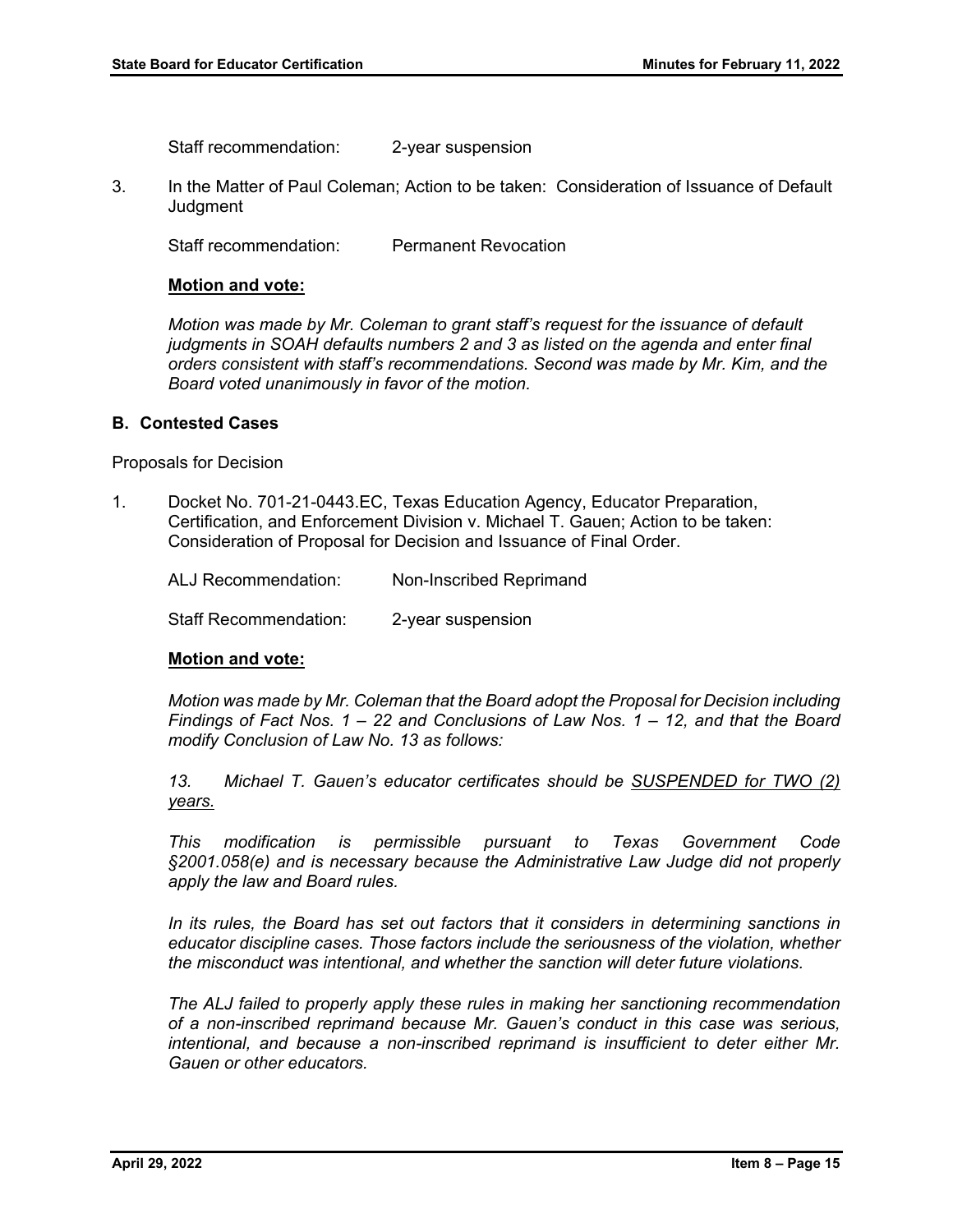Staff recommendation: 2-year suspension

3. In the Matter of Paul Coleman; Action to be taken: Consideration of Issuance of Default Judgment

   Staff recommendation: Permanent Revocation

   **Motion and vote:**

   *Motion was made by Mr. Coleman to grant staff's request for the issuance of default judgments in SOAH defaults numbers 2 and 3 as listed on the agenda and enter final orders consistent with staff's recommendations. Second was made by Mr. Kim, and the Board voted unanimously in favor of the motion.*

**B. Contested Cases**

Proposals for Decision

1. Docket No. 701-21-0443.EC, Texas Education Agency, Educator Preparation, Certification, and Enforcement Division v. Michael T. Gauen; Action to be taken: Consideration of Proposal for Decision and Issuance of Final Order.

   ALJ Recommendation: Non-Inscribed Reprimand

   Staff Recommendation: 2-year suspension

   **Motion and vote:**

   *Motion was made by Mr. Coleman that the Board adopt the Proposal for Decision including Findings of Fact Nos. 1 – 22 and Conclusions of Law Nos. 1 – 12, and that the Board modify Conclusion of Law No. 13 as follows:*

   *13. Michael T. Gauen's educator certificates should be <u>SUSPENDED for TWO (2) years.</u>*

   *This modification is permissible pursuant to Texas Government Code §2001.058(e) and is necessary because the Administrative Law Judge did not properly apply the law and Board rules.*

   *In its rules, the Board has set out factors that it considers in determining sanctions in educator discipline cases. Those factors include the seriousness of the violation, whether the misconduct was intentional, and whether the sanction will deter future violations.*

   *The ALJ failed to properly apply these rules in making her sanctioning recommendation of a non-inscribed reprimand because Mr. Gauen's conduct in this case was serious, intentional, and because a non-inscribed reprimand is insufficient to deter either Mr. Gauen or other educators.*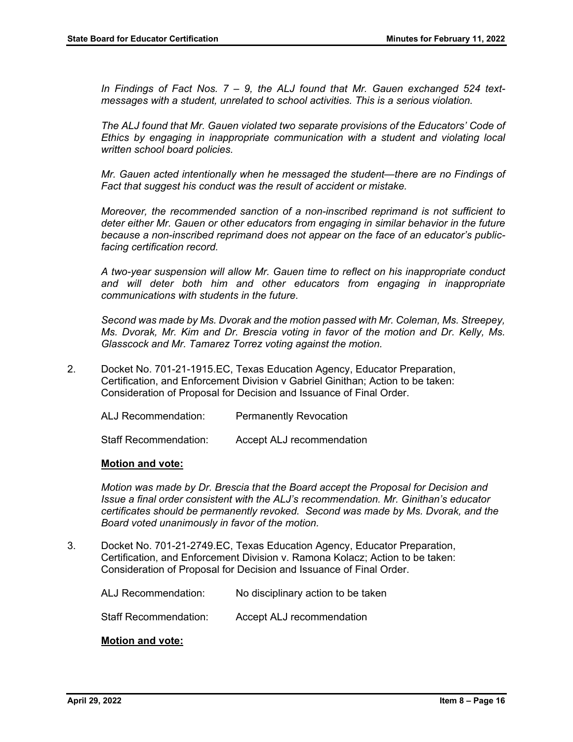*In Findings of Fact Nos. 7 – 9, the ALJ found that Mr. Gauen exchanged 524 text-messages with a student, unrelated to school activities. This is a serious violation.*

*The ALJ found that Mr. Gauen violated two separate provisions of the Educators' Code of Ethics by engaging in inappropriate communication with a student and violating local written school board policies.*

*Mr. Gauen acted intentionally when he messaged the student—there are no Findings of Fact that suggest his conduct was the result of accident or mistake.*

*Moreover, the recommended sanction of a non-inscribed reprimand is not sufficient to deter either Mr. Gauen or other educators from engaging in similar behavior in the future because a non-inscribed reprimand does not appear on the face of an educator's public-facing certification record.*

*A two-year suspension will allow Mr. Gauen time to reflect on his inappropriate conduct and will deter both him and other educators from engaging in inappropriate communications with students in the future.*

*Second was made by Ms. Dvorak and the motion passed with Mr. Coleman, Ms. Streepey, Ms. Dvorak, Mr. Kim and Dr. Brescia voting in favor of the motion and Dr. Kelly, Ms. Glasscock and Mr. Tamarez Torrez voting against the motion.*

2. Docket No. 701-21-1915.EC, Texas Education Agency, Educator Preparation, Certification, and Enforcement Division v Gabriel Ginithan; Action to be taken: Consideration of Proposal for Decision and Issuance of Final Order.

   ALJ Recommendation: Permanently Revocation

   Staff Recommendation: Accept ALJ recommendation

   **Motion and vote:**

   *Motion was made by Dr. Brescia that the Board accept the Proposal for Decision and Issue a final order consistent with the ALJ's recommendation. Mr. Ginithan's educator certificates should be permanently revoked. Second was made by Ms. Dvorak, and the Board voted unanimously in favor of the motion.*

3. Docket No. 701-21-2749.EC, Texas Education Agency, Educator Preparation, Certification, and Enforcement Division v. Ramona Kolacz; Action to be taken: Consideration of Proposal for Decision and Issuance of Final Order.

   ALJ Recommendation: No disciplinary action to be taken

   Staff Recommendation: Accept ALJ recommendation

   **Motion and vote:**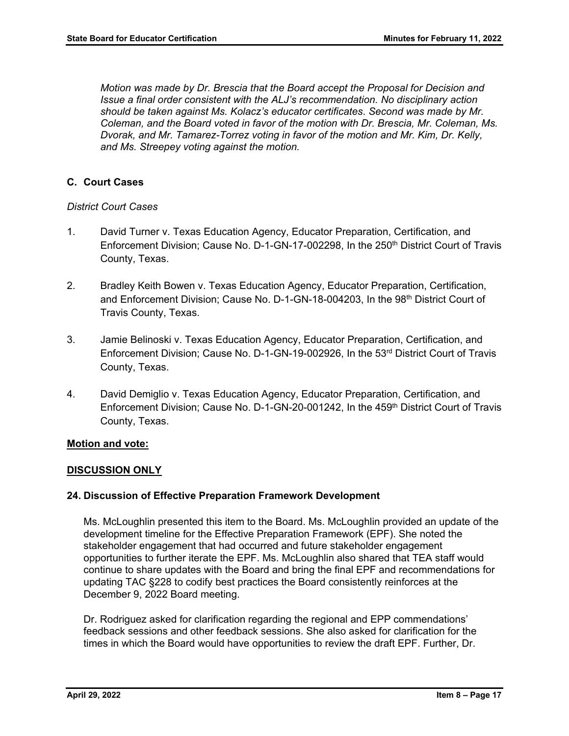*Motion was made by Dr. Brescia that the Board accept the Proposal for Decision and Issue a final order consistent with the ALJ's recommendation. No disciplinary action should be taken against Ms. Kolacz's educator certificates. Second was made by Mr. Coleman, and the Board voted in favor of the motion with Dr. Brescia, Mr. Coleman, Ms. Dvorak, and Mr. Tamarez-Torrez voting in favor of the motion and Mr. Kim, Dr. Kelly, and Ms. Streepey voting against the motion.*

### C. Court Cases

*District Court Cases*

1. David Turner v. Texas Education Agency, Educator Preparation, Certification, and Enforcement Division; Cause No. D-1-GN-17-002298, In the 250th District Court of Travis County, Texas.

2. Bradley Keith Bowen v. Texas Education Agency, Educator Preparation, Certification, and Enforcement Division; Cause No. D-1-GN-18-004203, In the 98th District Court of Travis County, Texas.

3. Jamie Belinoski v. Texas Education Agency, Educator Preparation, Certification, and Enforcement Division; Cause No. D-1-GN-19-002926, In the 53rd District Court of Travis County, Texas.

4. David Demiglio v. Texas Education Agency, Educator Preparation, Certification, and Enforcement Division; Cause No. D-1-GN-20-001242, In the 459th District Court of Travis County, Texas.

**Motion and vote:**

**DISCUSSION ONLY**

### 24. Discussion of Effective Preparation Framework Development

Ms. McLoughlin presented this item to the Board. Ms. McLoughlin provided an update of the development timeline for the Effective Preparation Framework (EPF). She noted the stakeholder engagement that had occurred and future stakeholder engagement opportunities to further iterate the EPF. Ms. McLoughlin also shared that TEA staff would continue to share updates with the Board and bring the final EPF and recommendations for updating TAC §228 to codify best practices the Board consistently reinforces at the December 9, 2022 Board meeting.

Dr. Rodriguez asked for clarification regarding the regional and EPP commendations' feedback sessions and other feedback sessions. She also asked for clarification for the times in which the Board would have opportunities to review the draft EPF. Further, Dr.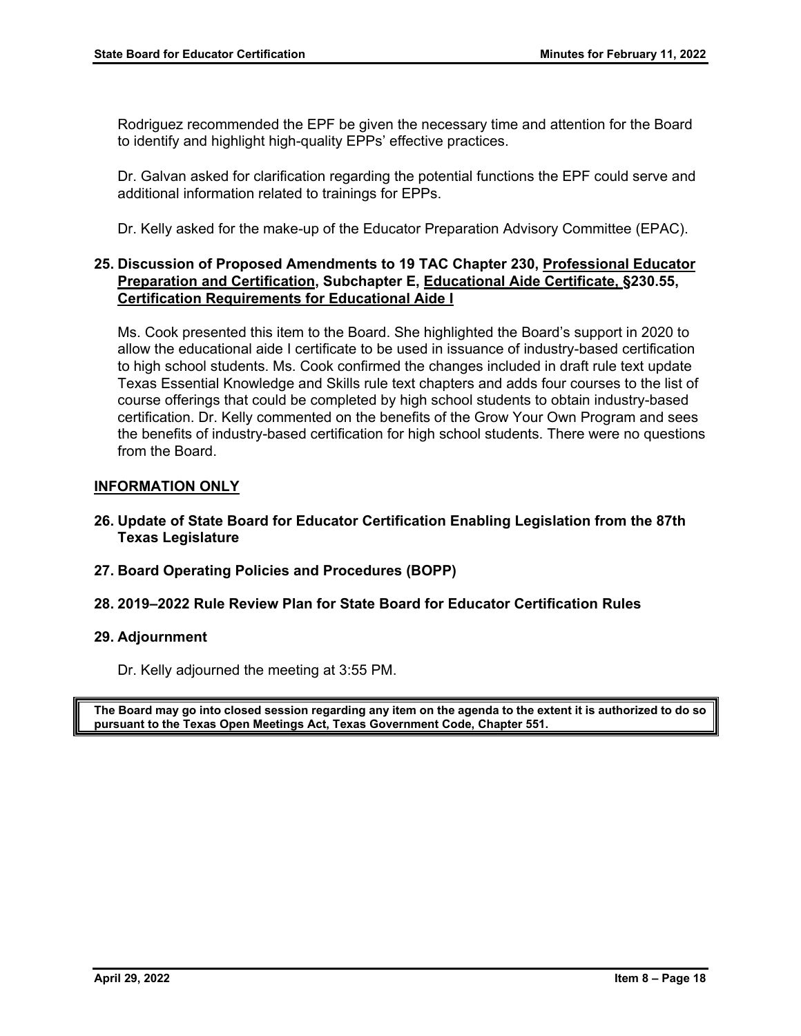Rodriguez recommended the EPF be given the necessary time and attention for the Board to identify and highlight high-quality EPPs' effective practices.

Dr. Galvan asked for clarification regarding the potential functions the EPF could serve and additional information related to trainings for EPPs.

Dr. Kelly asked for the make-up of the Educator Preparation Advisory Committee (EPAC).

**25. Discussion of Proposed Amendments to 19 TAC Chapter 230, Professional Educator Preparation and Certification, Subchapter E, Educational Aide Certificate, §230.55, Certification Requirements for Educational Aide I**

Ms. Cook presented this item to the Board. She highlighted the Board's support in 2020 to allow the educational aide I certificate to be used in issuance of industry-based certification to high school students. Ms. Cook confirmed the changes included in draft rule text update Texas Essential Knowledge and Skills rule text chapters and adds four courses to the list of course offerings that could be completed by high school students to obtain industry-based certification. Dr. Kelly commented on the benefits of the Grow Your Own Program and sees the benefits of industry-based certification for high school students. There were no questions from the Board.

## INFORMATION ONLY

**26. Update of State Board for Educator Certification Enabling Legislation from the 87th Texas Legislature**

**27. Board Operating Policies and Procedures (BOPP)**

**28. 2019–2022 Rule Review Plan for State Board for Educator Certification Rules**

**29. Adjournment**

Dr. Kelly adjourned the meeting at 3:55 PM.

**The Board may go into closed session regarding any item on the agenda to the extent it is authorized to do so pursuant to the Texas Open Meetings Act, Texas Government Code, Chapter 551.**